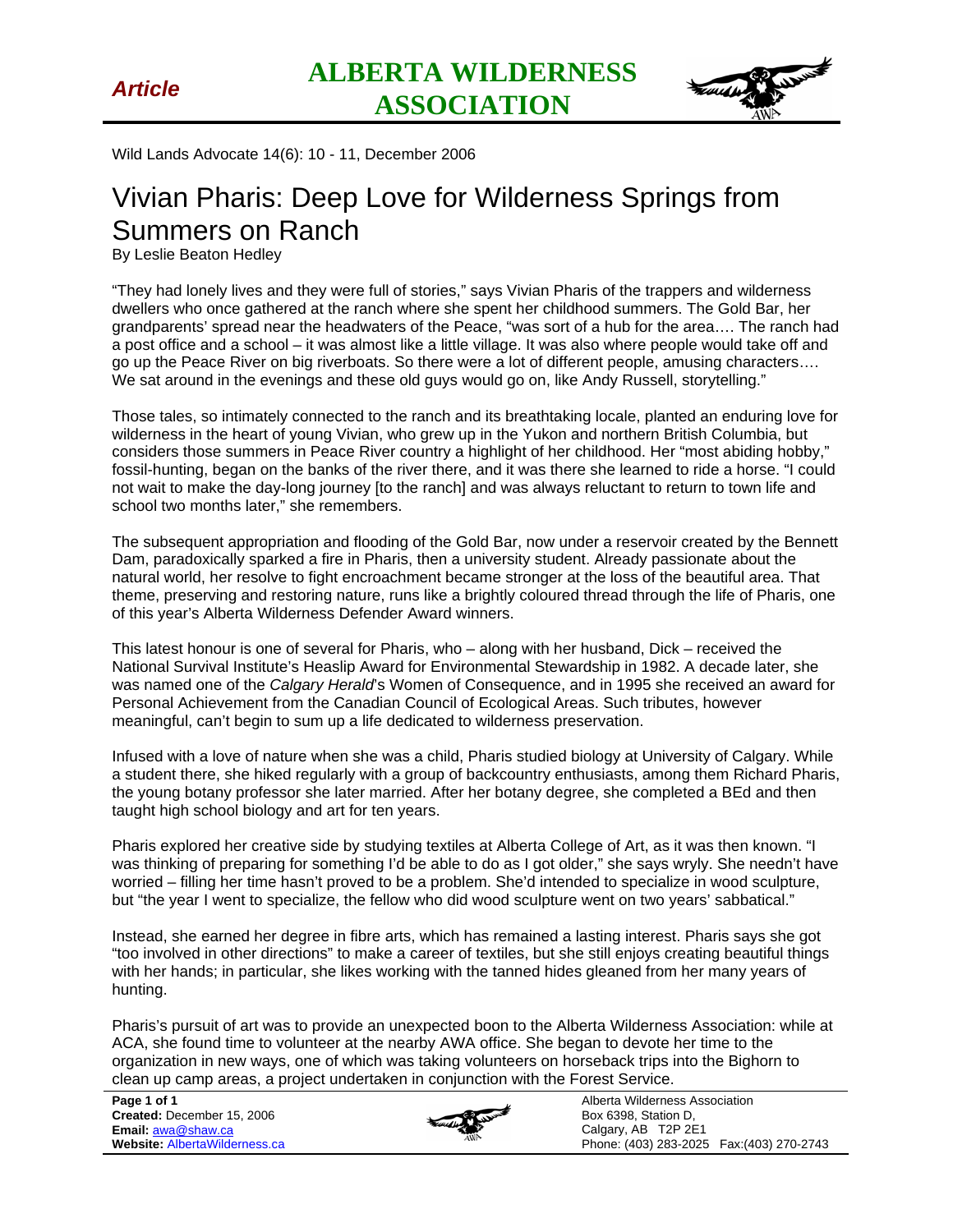*Article*

# ALBERTA WILDERNESS ASSOCIATION

Wild Lands Advocate 14(6): 10 - 11, December 2006

# Vivian Pharis: Deep Love for Wilderness Springs from Summers on Ranch

By Leslie Beaton Hedley

"They had lonely lives and they were full of stories," says Vivian Pharis of the trappers and wilderness dwellers who once gathered at the ranch where she spent her childhood summers. The Gold Bar, her grandparents' spread near the headwaters of the Peace, "was sort of a hub for the area…. The ranch had a post office and a school – it was almost like a little village. It was also where people would take off and go up the Peace River on big riverboats. So there were a lot of different people, amusing characters…. We sat around in the evenings and these old guys would go on, like Andy Russell, storytelling."

Those tales, so intimately connected to the ranch and its breathtaking locale, planted an enduring love for wilderness in the heart of young Vivian, who grew up in the Yukon and northern British Columbia, but considers those summers in Peace River country a highlight of her childhood. Her "most abiding hobby," fossil-hunting, began on the banks of the river there, and it was there she learned to ride a horse. "I could not wait to make the day-long journey [to the ranch] and was always reluctant to return to town life and school two months later," she remembers.

The subsequent appropriation and flooding of the Gold Bar, now under a reservoir created by the Bennett Dam, paradoxically sparked a fire in Pharis, then a university student. Already passionate about the natural world, her resolve to fight encroachment became stronger at the loss of the beautiful area. That theme, preserving and restoring nature, runs like a brightly coloured thread through the life of Pharis, one of this year's Alberta Wilderness Defender Award winners.

This latest honour is one of several for Pharis, who – along with her husband, Dick – received the National Survival Institute's Heaslip Award for Environmental Stewardship in 1982. A decade later, she was named one of the *Calgary Herald*'s Women of Consequence, and in 1995 she received an award for Personal Achievement from the Canadian Council of Ecological Areas. Such tributes, however meaningful, can't begin to sum up a life dedicated to wilderness preservation.

Infused with a love of nature when she was a child, Pharis studied biology at University of Calgary. While a student there, she hiked regularly with a group of backcountry enthusiasts, among them Richard Pharis, the young botany professor she later married. After her botany degree, she completed a BEd and then taught high school biology and art for ten years.

Pharis explored her creative side by studying textiles at Alberta College of Art, as it was then known. "I was thinking of preparing for something I'd be able to do as I got older," she says wryly. She needn't have worried – filling her time hasn't proved to be a problem. She'd intended to specialize in wood sculpture, but "the year I went to specialize, the fellow who did wood sculpture went on two years' sabbatical."

Instead, she earned her degree in fibre arts, which has remained a lasting interest. Pharis says she got "too involved in other directions" to make a career of textiles, but she still enjoys creating beautiful things with her hands; in particular, she likes working with the tanned hides gleaned from her many years of hunting.

Pharis's pursuit of art was to provide an unexpected boon to the Alberta Wilderness Association: while at ACA, she found time to volunteer at the nearby AWA office. She began to devote her time to the organization in new ways, one of which was taking volunteers on horseback trips into the Bighorn to clean up camp areas, a project undertaken in conjunction with the Forest Service.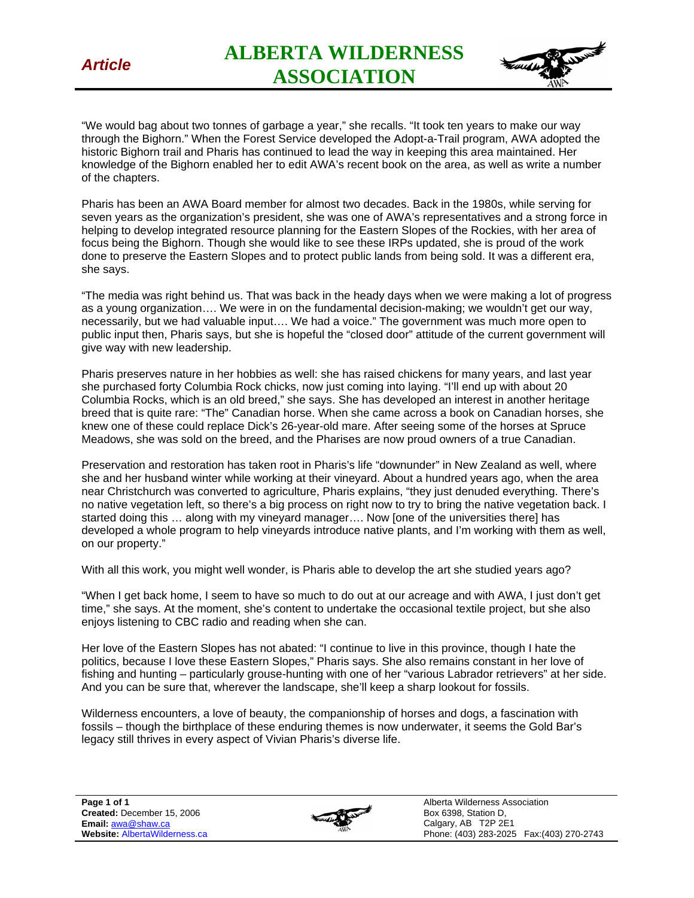"We would bag about two tonnes of garbage a year," she recalls. "It took ten years to make our way through the Bighorn." When the Forest Service developed the Adopt-a-Trail program, AWA adopted the historic Bighorn trail and Pharis has continued to lead the way in keeping this area maintained. Her knowledge of the Bighorn enabled her to edit AWA's recent book on the area, as well as write a number of the chapters.

Pharis has been an AWA Board member for almost two decades. Back in the 1980s, while serving for seven years as the organization's president, she was one of AWA's representatives and a strong force in helping to develop integrated resource planning for the Eastern Slopes of the Rockies, with her area of focus being the Bighorn. Though she would like to see these IRPs updated, she is proud of the work done to preserve the Eastern Slopes and to protect public lands from being sold. It was a different era, she says.

"The media was right behind us. That was back in the heady days when we were making a lot of progress as a young organization…. We were in on the fundamental decision-making; we wouldn't get our way, necessarily, but we had valuable input…. We had a voice." The government was much more open to public input then, Pharis says, but she is hopeful the "closed door" attitude of the current government will give way with new leadership.

Pharis preserves nature in her hobbies as well: she has raised chickens for many years, and last year she purchased forty Columbia Rock chicks, now just coming into laying. "I'll end up with about 20 Columbia Rocks, which is an old breed," she says. She has developed an interest in another heritage breed that is quite rare: "The" Canadian horse. When she came across a book on Canadian horses, she knew one of these could replace Dick's 26-year-old mare. After seeing some of the horses at Spruce Meadows, she was sold on the breed, and the Pharises are now proud owners of a true Canadian.

Preservation and restoration has taken root in Pharis's life "downunder" in New Zealand as well, where she and her husband winter while working at their vineyard. About a hundred years ago, when the area near Christchurch was converted to agriculture, Pharis explains, "they just denuded everything. There's no native vegetation left, so there's a big process on right now to try to bring the native vegetation back. I started doing this … along with my vineyard manager…. Now [one of the universities there] has developed a whole program to help vineyards introduce native plants, and I'm working with them as well, on our property."

With all this work, you might well wonder, is Pharis able to develop the art she studied years ago?

"When I get back home, I seem to have so much to do out at our acreage and with AWA, I just don't get time," she says. At the moment, she's content to undertake the occasional textile project, but she also enjoys listening to CBC radio and reading when she can.

Her love of the Eastern Slopes has not abated: "I continue to live in this province, though I hate the politics, because I love these Eastern Slopes," Pharis says. She also remains constant in her love of fishing and hunting – particularly grouse-hunting with one of her "various Labrador retrievers" at her side. And you can be sure that, wherever the landscape, she'll keep a sharp lookout for fossils.

Wilderness encounters, a love of beauty, the companionship of horses and dogs, a fascination with fossils – though the birthplace of these enduring themes is now underwater, it seems the Gold Bar's legacy still thrives in every aspect of Vivian Pharis's diverse life.